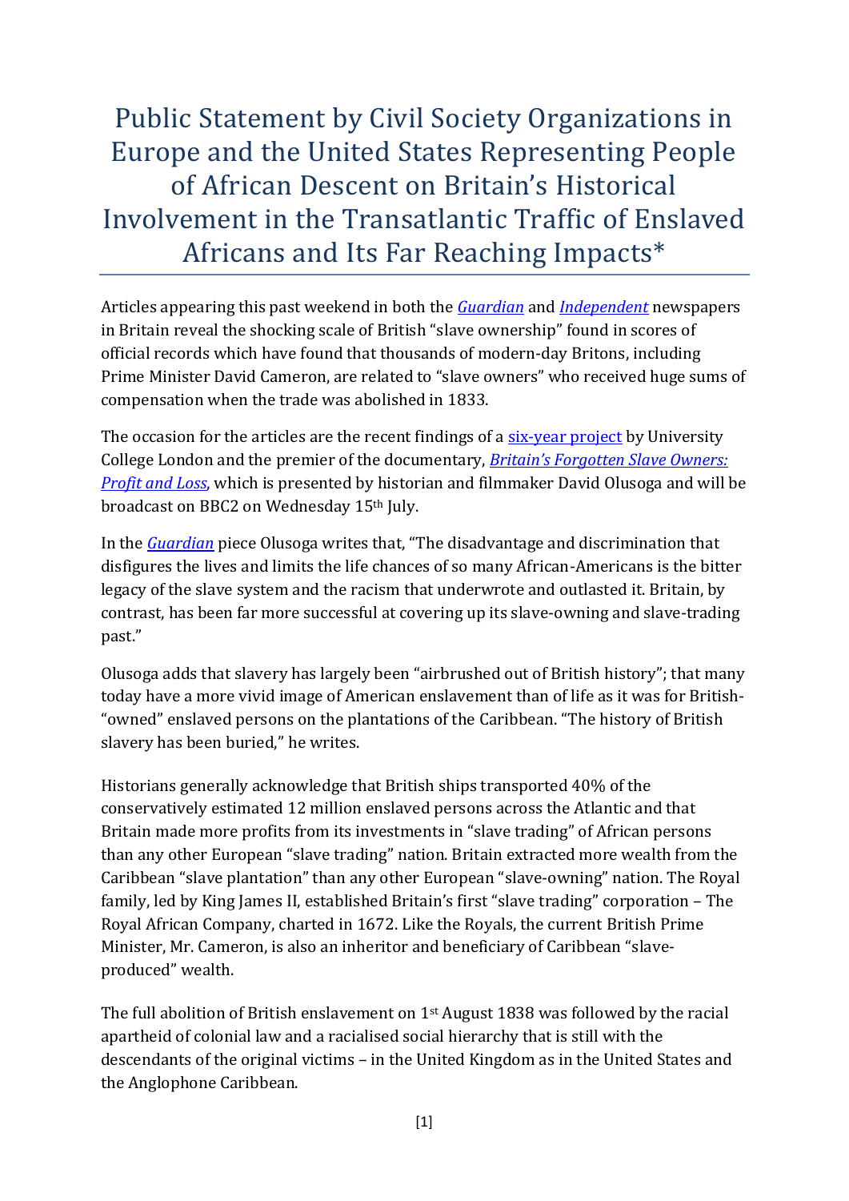# Public Statement by Civil Society Organizations in Europe and the United States Representing People of African Descent on Britain's Historical Involvement in the Transatlantic Traffic of Enslaved Africans and Its Far Reaching Impacts*

Articles appearing this past weekend in both the *Guardian* and *Independent* newspapers in Britain reveal the shocking scale of British "slave ownership" found in scores of official records which have found that thousands of modern-day Britons, including Prime Minister David Cameron, are related to "slave owners" who received huge sums of compensation when the trade was abolished in 1833.

The occasion for the articles are the recent findings of a six-year project by University College London and the premier of the documentary, *Britain's Forgotten Slave Owners: Profit and Loss*, which is presented by historian and filmmaker David Olusoga and will be broadcast on BBC2 on Wednesday 15th July.

In the *Guardian* piece Olusoga writes that, "The disadvantage and discrimination that disfigures the lives and limits the life chances of so many African-Americans is the bitter legacy of the slave system and the racism that underwrote and outlasted it. Britain, by contrast, has been far more successful at covering up its slave-owning and slave-trading past."

Olusoga adds that slavery has largely been "airbrushed out of British history"; that many today have a more vivid image of American enslavement than of life as it was for British-"owned" enslaved persons on the plantations of the Caribbean. "The history of British slavery has been buried," he writes.

Historians generally acknowledge that British ships transported 40% of the conservatively estimated 12 million enslaved persons across the Atlantic and that Britain made more profits from its investments in "slave trading" of African persons than any other European "slave trading" nation. Britain extracted more wealth from the Caribbean "slave plantation" than any other European "slave-owning" nation. The Royal family, led by King James II, established Britain's first "slave trading" corporation – The Royal African Company, charted in 1672. Like the Royals, the current British Prime Minister, Mr. Cameron, is also an inheritor and beneficiary of Caribbean "slave-produced" wealth.

The full abolition of British enslavement on 1st August 1838 was followed by the racial apartheid of colonial law and a racialised social hierarchy that is still with the descendants of the original victims – in the United Kingdom as in the United States and the Anglophone Caribbean.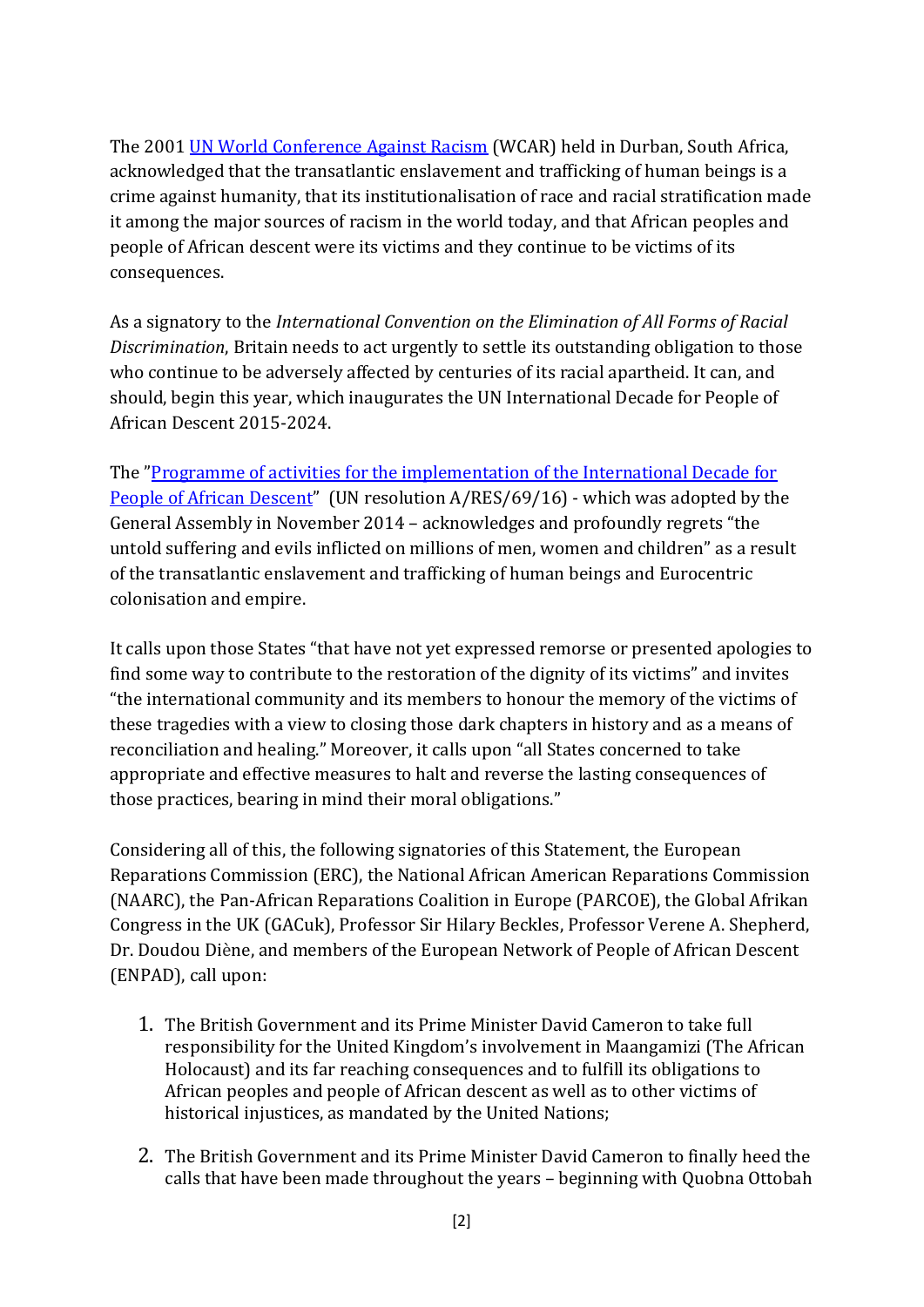The 2001 [UN World Conference Against Racism](#) (WCAR) held in Durban, South Africa, acknowledged that the transatlantic enslavement and trafficking of human beings is a crime against humanity, that its institutionalisation of race and racial stratification made it among the major sources of racism in the world today, and that African peoples and people of African descent were its victims and they continue to be victims of its consequences.

As a signatory to the *International Convention on the Elimination of All Forms of Racial Discrimination*, Britain needs to act urgently to settle its outstanding obligation to those who continue to be adversely affected by centuries of its racial apartheid. It can, and should, begin this year, which inaugurates the UN International Decade for People of African Descent 2015-2024.

The "[Programme of activities for the implementation of the International Decade for People of African Descent](#)" (UN resolution A/RES/69/16) - which was adopted by the General Assembly in November 2014 – acknowledges and profoundly regrets "the untold suffering and evils inflicted on millions of men, women and children" as a result of the transatlantic enslavement and trafficking of human beings and Eurocentric colonisation and empire.

It calls upon those States "that have not yet expressed remorse or presented apologies to find some way to contribute to the restoration of the dignity of its victims" and invites "the international community and its members to honour the memory of the victims of these tragedies with a view to closing those dark chapters in history and as a means of reconciliation and healing." Moreover, it calls upon "all States concerned to take appropriate and effective measures to halt and reverse the lasting consequences of those practices, bearing in mind their moral obligations."

Considering all of this, the following signatories of this Statement, the European Reparations Commission (ERC), the National African American Reparations Commission (NAARC), the Pan-African Reparations Coalition in Europe (PARCOE), the Global Afrikan Congress in the UK (GACuk), Professor Sir Hilary Beckles, Professor Verene A. Shepherd, Dr. Doudou Diène, and members of the European Network of People of African Descent (ENPAD), call upon:

1. The British Government and its Prime Minister David Cameron to take full responsibility for the United Kingdom's involvement in Maangamizi (The African Holocaust) and its far reaching consequences and to fulfill its obligations to African peoples and people of African descent as well as to other victims of historical injustices, as mandated by the United Nations;
2. The British Government and its Prime Minister David Cameron to finally heed the calls that have been made throughout the years – beginning with Quobna Ottobah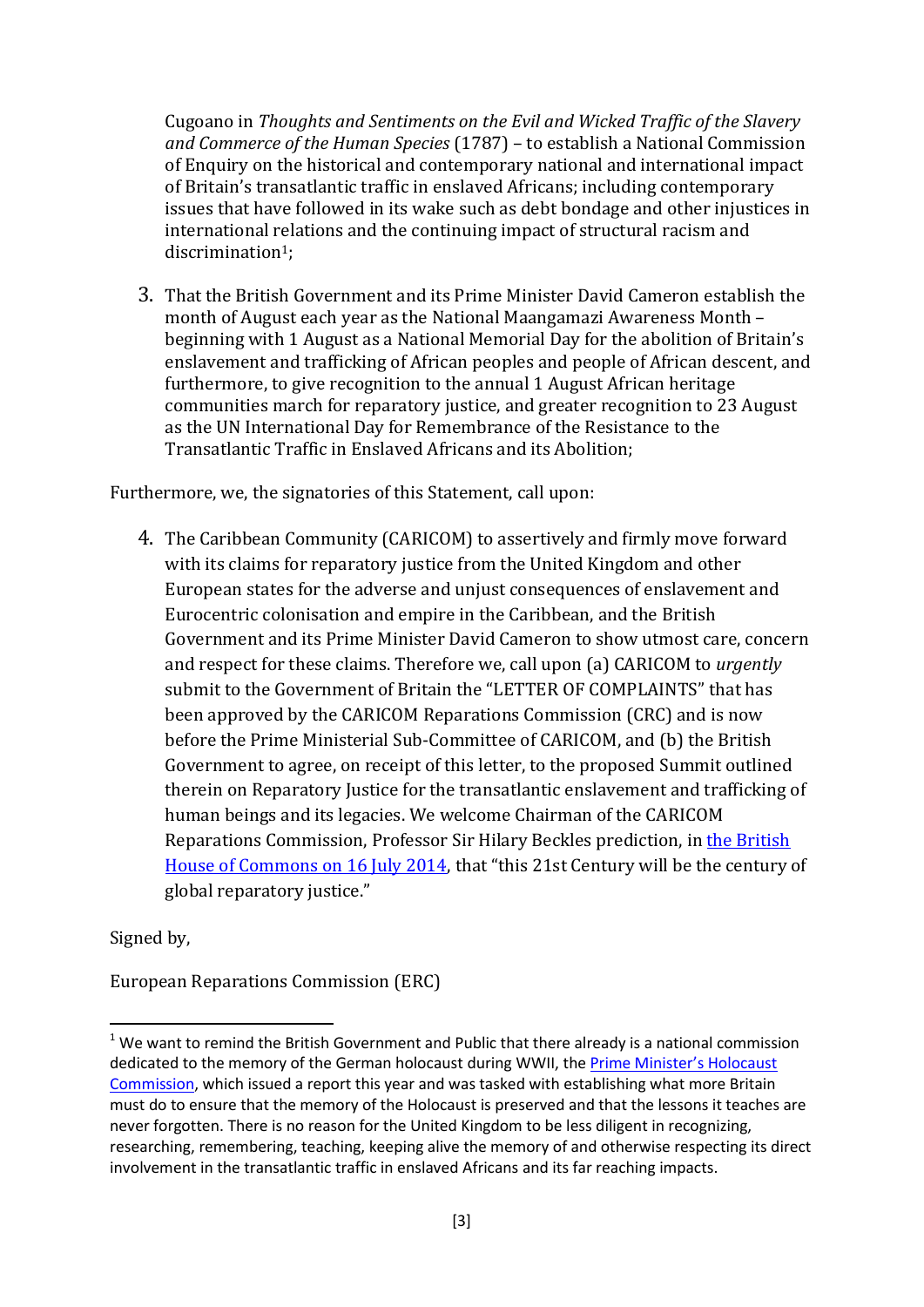Cugoano in *Thoughts and Sentiments on the Evil and Wicked Traffic of the Slavery and Commerce of the Human Species* (1787) – to establish a National Commission of Enquiry on the historical and contemporary national and international impact of Britain's transatlantic traffic in enslaved Africans; including contemporary issues that have followed in its wake such as debt bondage and other injustices in international relations and the continuing impact of structural racism and discrimination[1];

3. That the British Government and its Prime Minister David Cameron establish the month of August each year as the National Maangamazi Awareness Month – beginning with 1 August as a National Memorial Day for the abolition of Britain's enslavement and trafficking of African peoples and people of African descent, and furthermore, to give recognition to the annual 1 August African heritage communities march for reparatory justice, and greater recognition to 23 August as the UN International Day for Remembrance of the Resistance to the Transatlantic Traffic in Enslaved Africans and its Abolition;

Furthermore, we, the signatories of this Statement, call upon:

4. The Caribbean Community (CARICOM) to assertively and firmly move forward with its claims for reparatory justice from the United Kingdom and other European states for the adverse and unjust consequences of enslavement and Eurocentric colonisation and empire in the Caribbean, and the British Government and its Prime Minister David Cameron to show utmost care, concern and respect for these claims. Therefore we, call upon (a) CARICOM to *urgently* submit to the Government of Britain the "LETTER OF COMPLAINTS" that has been approved by the CARICOM Reparations Commission (CRC) and is now before the Prime Ministerial Sub-Committee of CARICOM, and (b) the British Government to agree, on receipt of this letter, to the proposed Summit outlined therein on Reparatory Justice for the transatlantic enslavement and trafficking of human beings and its legacies. We welcome Chairman of the CARICOM Reparations Commission, Professor Sir Hilary Beckles prediction, in the British House of Commons on 16 July 2014, that "this 21st Century will be the century of global reparatory justice."

Signed by,

European Reparations Commission (ERC)

---

[1] We want to remind the British Government and Public that there already is a national commission dedicated to the memory of the German holocaust during WWII, the Prime Minister's Holocaust Commission, which issued a report this year and was tasked with establishing what more Britain must do to ensure that the memory of the Holocaust is preserved and that the lessons it teaches are never forgotten. There is no reason for the United Kingdom to be less diligent in recognizing, researching, remembering, teaching, keeping alive the memory of and otherwise respecting its direct involvement in the transatlantic traffic in enslaved Africans and its far reaching impacts.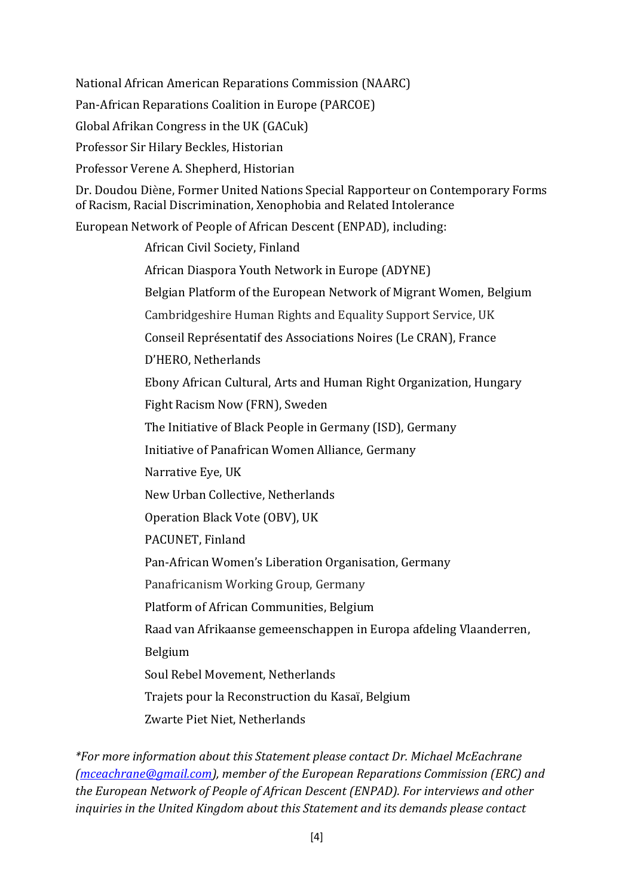National African American Reparations Commission (NAARC)

Pan-African Reparations Coalition in Europe (PARCOE)

Global Afrikan Congress in the UK (GACuk)

Professor Sir Hilary Beckles, Historian

Professor Verene A. Shepherd, Historian

Dr. Doudou Diène, Former United Nations Special Rapporteur on Contemporary Forms of Racism, Racial Discrimination, Xenophobia and Related Intolerance

European Network of People of African Descent (ENPAD), including:

- African Civil Society, Finland
- African Diaspora Youth Network in Europe (ADYNE)
- Belgian Platform of the European Network of Migrant Women, Belgium
- Cambridgeshire Human Rights and Equality Support Service, UK
- Conseil Représentatif des Associations Noires (Le CRAN), France
- D'HERO, Netherlands
- Ebony African Cultural, Arts and Human Right Organization, Hungary
- Fight Racism Now (FRN), Sweden
- The Initiative of Black People in Germany (ISD), Germany
- Initiative of Panafrican Women Alliance, Germany
- Narrative Eye, UK
- New Urban Collective, Netherlands
- Operation Black Vote (OBV), UK
- PACUNET, Finland
- Pan-African Women's Liberation Organisation, Germany
- Panafricanism Working Group, Germany
- Platform of African Communities, Belgium
- Raad van Afrikaanse gemeenschappen in Europa afdeling Vlaanderren, Belgium
- Soul Rebel Movement, Netherlands
- Trajets pour la Reconstruction du Kasaï, Belgium
- Zwarte Piet Niet, Netherlands

*\*For more information about this Statement please contact Dr. Michael McEachrane (mceachrane@gmail.com), member of the European Reparations Commission (ERC) and the European Network of People of African Descent (ENPAD). For interviews and other inquiries in the United Kingdom about this Statement and its demands please contact*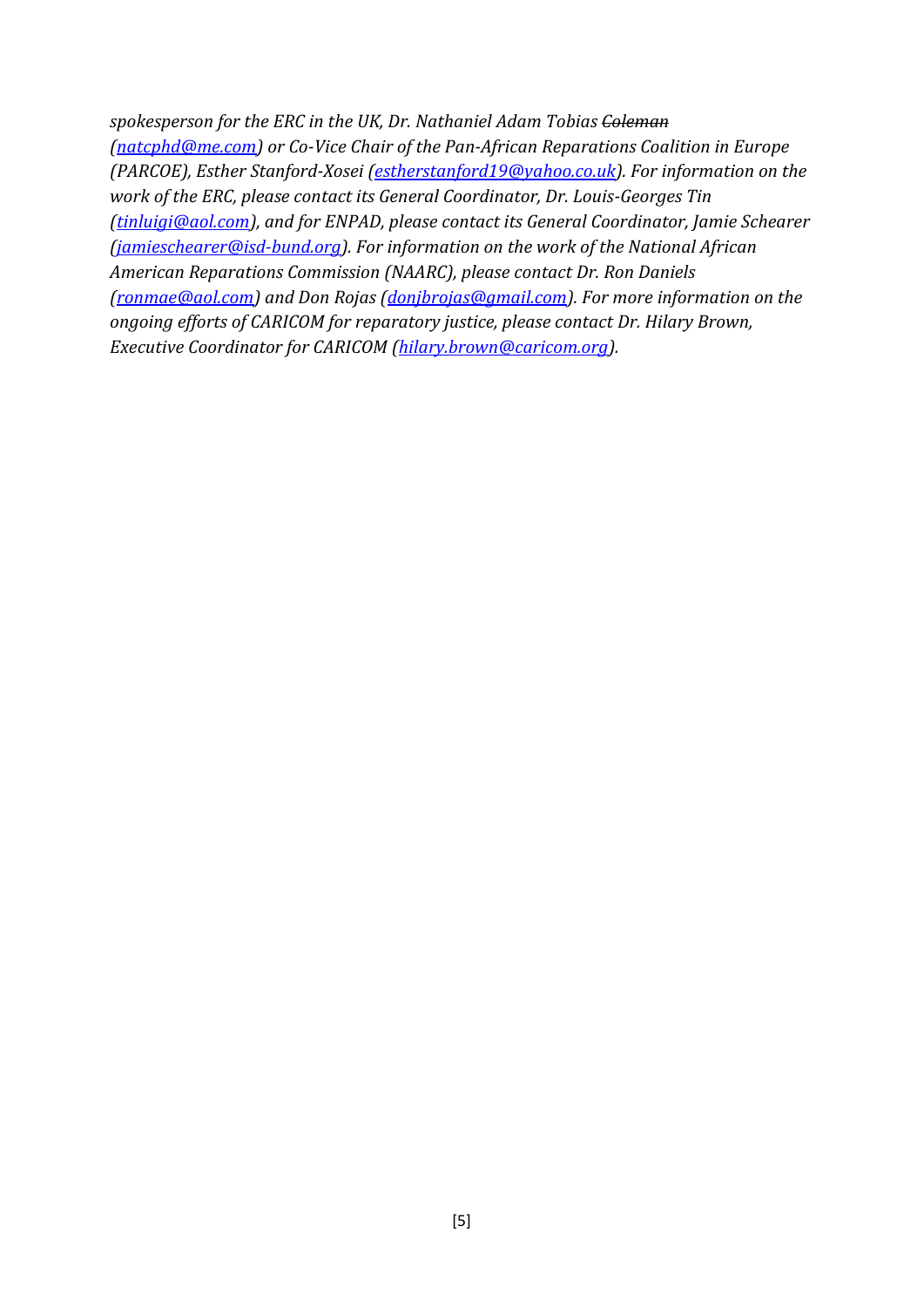*spokesperson for the ERC in the UK, Dr. Nathaniel Adam Tobias ~~Coleman~~ (natcphd@me.com) or Co-Vice Chair of the Pan-African Reparations Coalition in Europe (PARCOE), Esther Stanford-Xosei (estherstanford19@yahoo.co.uk). For information on the work of the ERC, please contact its General Coordinator, Dr. Louis-Georges Tin (tinluigi@aol.com), and for ENPAD, please contact its General Coordinator, Jamie Schearer (jamieschearer@isd-bund.org). For information on the work of the National African American Reparations Commission (NAARC), please contact Dr. Ron Daniels (ronmae@aol.com) and Don Rojas (donjbrojas@gmail.com). For more information on the ongoing efforts of CARICOM for reparatory justice, please contact Dr. Hilary Brown, Executive Coordinator for CARICOM (hilary.brown@caricom.org).*